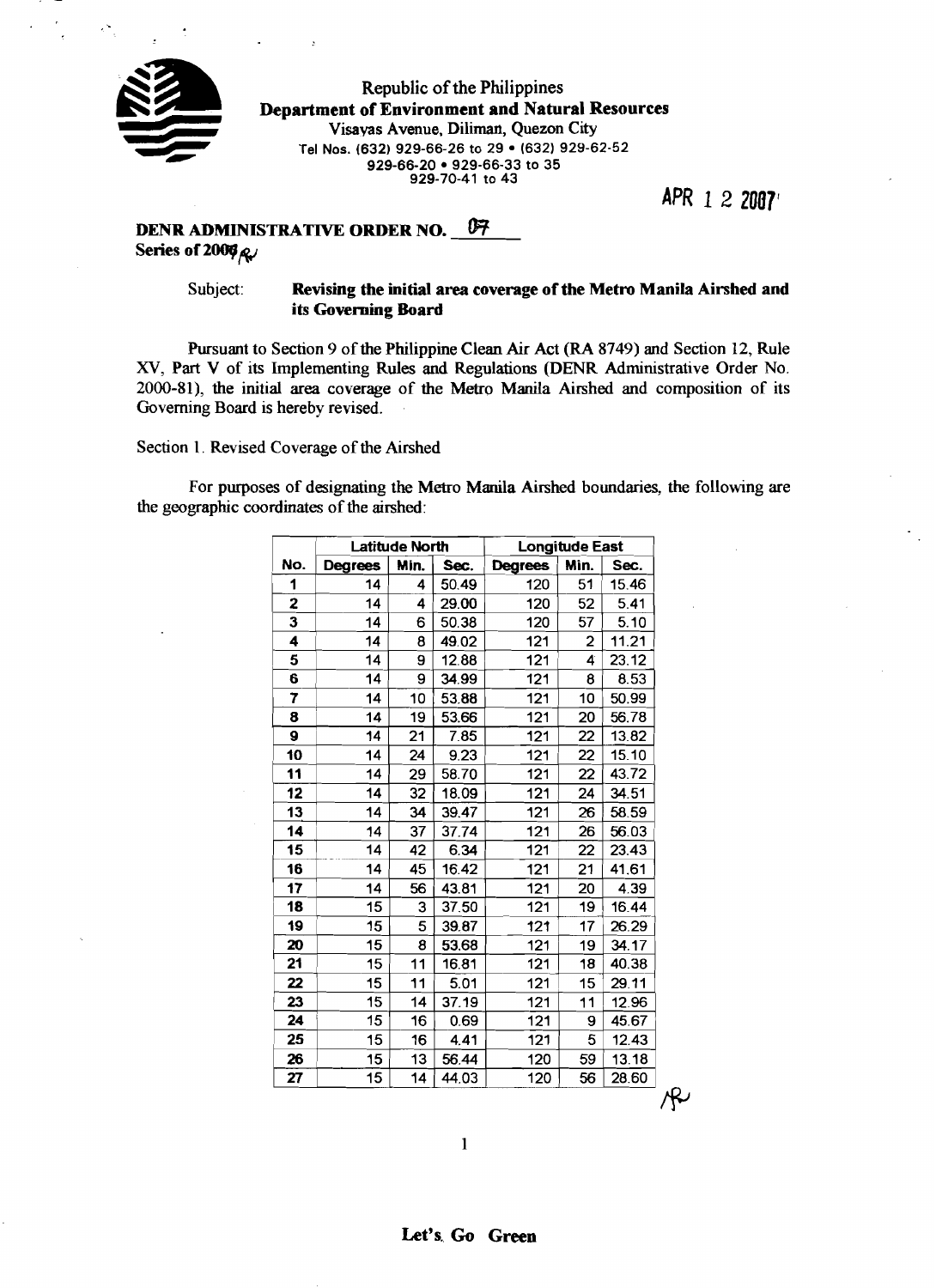Republic of the Philippines
**Department of Environment and Natural Resources**
Visayas Avenue, Diliman, Quezon City
Tel Nos. (632) 929-66-26 to 29 • (632) 929-62-52
929-66-20 • 929-66-33 to 35
929-70-41 to 43

APR 12 2007

**DENR ADMINISTRATIVE ORDER NO. 07**
**Series of 2007**

Subject: **Revising the initial area coverage of the Metro Manila Airshed and its Governing Board**

Pursuant to Section 9 of the Philippine Clean Air Act (RA 8749) and Section 12, Rule XV, Part V of its Implementing Rules and Regulations (DENR Administrative Order No. 2000-81), the initial area coverage of the Metro Manila Airshed and composition of its Governing Board is hereby revised.

Section 1. Revised Coverage of the Airshed

For purposes of designating the Metro Manila Airshed boundaries, the following are the geographic coordinates of the airshed:

| | Latitude North | | | Longitude East | | |
|---|---|---|---|---|---|---|
| No. | Degrees | Min. | Sec. | Degrees | Min. | Sec. |
| 1 | 14 | 4 | 50.49 | 120 | 51 | 15.46 |
| 2 | 14 | 4 | 29.00 | 120 | 52 | 5.41 |
| 3 | 14 | 6 | 50.38 | 120 | 57 | 5.10 |
| 4 | 14 | 8 | 49.02 | 121 | 2 | 11.21 |
| 5 | 14 | 9 | 12.88 | 121 | 4 | 23.12 |
| 6 | 14 | 9 | 34.99 | 121 | 8 | 8.53 |
| 7 | 14 | 10 | 53.88 | 121 | 10 | 50.99 |
| 8 | 14 | 19 | 53.66 | 121 | 20 | 56.78 |
| 9 | 14 | 21 | 7.85 | 121 | 22 | 13.82 |
| 10 | 14 | 24 | 9.23 | 121 | 22 | 15.10 |
| 11 | 14 | 29 | 58.70 | 121 | 22 | 43.72 |
| 12 | 14 | 32 | 18.09 | 121 | 24 | 34.51 |
| 13 | 14 | 34 | 39.47 | 121 | 26 | 58.59 |
| 14 | 14 | 37 | 37.74 | 121 | 26 | 56.03 |
| 15 | 14 | 42 | 6.34 | 121 | 22 | 23.43 |
| 16 | 14 | 45 | 16.42 | 121 | 21 | 41.61 |
| 17 | 14 | 56 | 43.81 | 121 | 20 | 4.39 |
| 18 | 15 | 3 | 37.50 | 121 | 19 | 16.44 |
| 19 | 15 | 5 | 39.87 | 121 | 17 | 26.29 |
| 20 | 15 | 8 | 53.68 | 121 | 19 | 34.17 |
| 21 | 15 | 11 | 16.81 | 121 | 18 | 40.38 |
| 22 | 15 | 11 | 5.01 | 121 | 15 | 29.11 |
| 23 | 15 | 14 | 37.19 | 121 | 11 | 12.96 |
| 24 | 15 | 16 | 0.69 | 121 | 9 | 45.67 |
| 25 | 15 | 16 | 4.41 | 121 | 5 | 12.43 |
| 26 | 15 | 13 | 56.44 | 120 | 59 | 13.18 |
| 27 | 15 | 14 | 44.03 | 120 | 56 | 28.60 |

**Let's Go Green**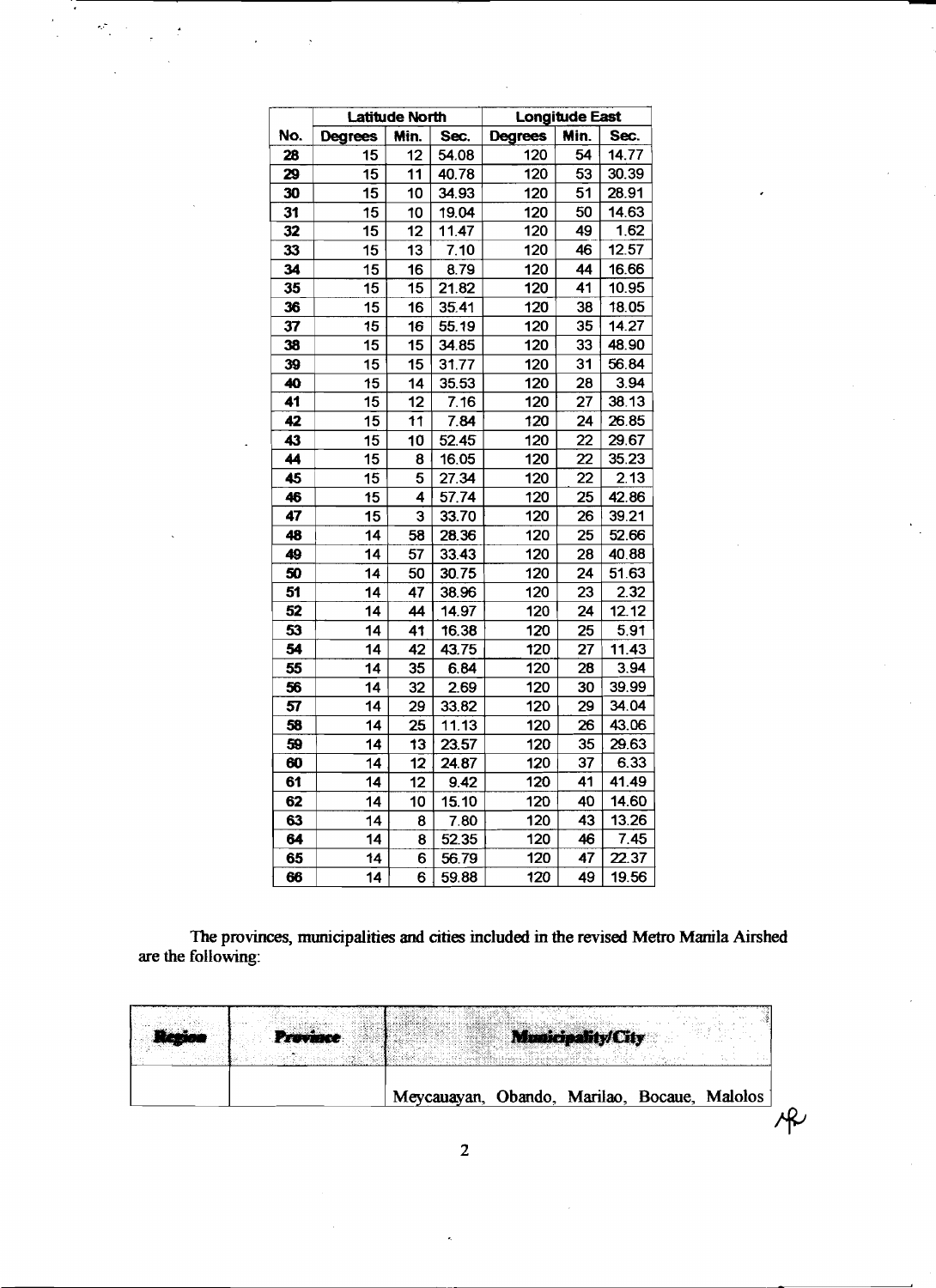| No. | Latitude North | | | Longitude East | | |
|---|---|---|---|---|---|---|
| | Degrees | Min. | Sec. | Degrees | Min. | Sec. |
| 28 | 15 | 12 | 54.08 | 120 | 54 | 14.77 |
| 29 | 15 | 11 | 40.78 | 120 | 53 | 30.39 |
| 30 | 15 | 10 | 34.93 | 120 | 51 | 28.91 |
| 31 | 15 | 10 | 19.04 | 120 | 50 | 14.63 |
| 32 | 15 | 12 | 11.47 | 120 | 49 | 1.62 |
| 33 | 15 | 13 | 7.10 | 120 | 46 | 12.57 |
| 34 | 15 | 16 | 8.79 | 120 | 44 | 16.66 |
| 35 | 15 | 15 | 21.82 | 120 | 41 | 10.95 |
| 36 | 15 | 16 | 35.41 | 120 | 38 | 18.05 |
| 37 | 15 | 16 | 55.19 | 120 | 35 | 14.27 |
| 38 | 15 | 15 | 34.85 | 120 | 33 | 48.90 |
| 39 | 15 | 15 | 31.77 | 120 | 31 | 56.84 |
| 40 | 15 | 14 | 35.53 | 120 | 28 | 3.94 |
| 41 | 15 | 12 | 7.16 | 120 | 27 | 38.13 |
| 42 | 15 | 11 | 7.84 | 120 | 24 | 26.85 |
| 43 | 15 | 10 | 52.45 | 120 | 22 | 29.67 |
| 44 | 15 | 8 | 16.05 | 120 | 22 | 35.23 |
| 45 | 15 | 5 | 27.34 | 120 | 22 | 2.13 |
| 46 | 15 | 4 | 57.74 | 120 | 25 | 42.86 |
| 47 | 15 | 3 | 33.70 | 120 | 26 | 39.21 |
| 48 | 14 | 58 | 28.36 | 120 | 25 | 52.66 |
| 49 | 14 | 57 | 33.43 | 120 | 28 | 40.88 |
| 50 | 14 | 50 | 30.75 | 120 | 24 | 51.63 |
| 51 | 14 | 47 | 38.96 | 120 | 23 | 2.32 |
| 52 | 14 | 44 | 14.97 | 120 | 24 | 12.12 |
| 53 | 14 | 41 | 16.38 | 120 | 25 | 5.91 |
| 54 | 14 | 42 | 43.75 | 120 | 27 | 11.43 |
| 55 | 14 | 35 | 6.84 | 120 | 28 | 3.94 |
| 56 | 14 | 32 | 2.69 | 120 | 30 | 39.99 |
| 57 | 14 | 29 | 33.82 | 120 | 29 | 34.04 |
| 58 | 14 | 25 | 11.13 | 120 | 26 | 43.06 |
| 59 | 14 | 13 | 23.57 | 120 | 35 | 29.63 |
| 60 | 14 | 12 | 24.87 | 120 | 37 | 6.33 |
| 61 | 14 | 12 | 9.42 | 120 | 41 | 41.49 |
| 62 | 14 | 10 | 15.10 | 120 | 40 | 14.60 |
| 63 | 14 | 8 | 7.80 | 120 | 43 | 13.26 |
| 64 | 14 | 8 | 52.35 | 120 | 46 | 7.45 |
| 65 | 14 | 6 | 56.79 | 120 | 47 | 22.37 |
| 66 | 14 | 6 | 59.88 | 120 | 49 | 19.56 |

The provinces, municipalities and cities included in the revised Metro Manila Airshed are the following:

| Region | Province | Municipality/City |
|---|---|---|
| | | Meycauayan, Obando, Marilao, Bocaue, Malolos |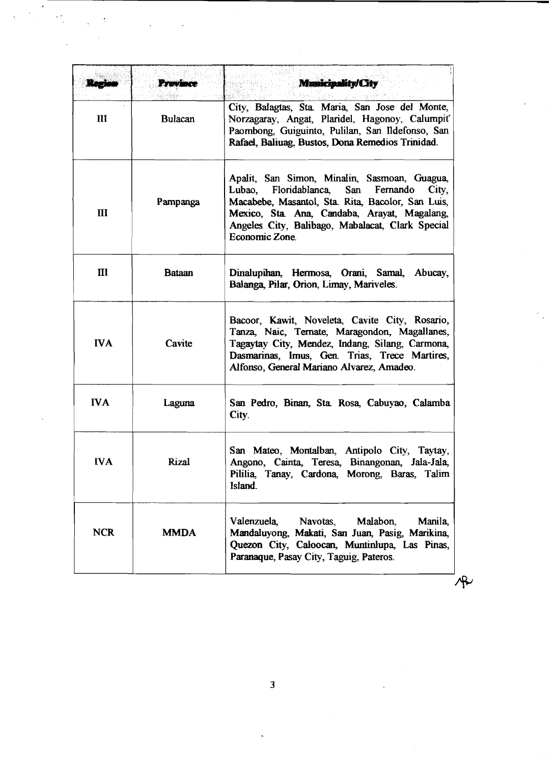| Region | Province | Municipality/City |
|---|---|---|
| III | Bulacan | City, Balagtas, Sta. Maria, San Jose del Monte, Norzagaray, Angat, Plaridel, Hagonoy, Calumpit' Paombong, Guiguinto, Pulilan, San Ildefonso, San Rafael, Baliuag, Bustos, Dona Remedios Trinidad. |
| III | Pampanga | Apalit, San Simon, Minalin, Sasmoan, Guagua, Lubao, Floridablanca, San Fernando City, Macabebe, Masantol, Sta. Rita, Bacolor, San Luis, Mexico, Sta. Ana, Candaba, Arayat, Magalang, Angeles City, Balibago, Mabalacat, Clark Special Economic Zone. |
| III | Bataan | Dinalupihan, Hermosa, Orani, Samal, Abucay, Balanga, Pilar, Orion, Limay, Mariveles. |
| IVA | Cavite | Bacoor, Kawit, Noveleta, Cavite City, Rosario, Tanza, Naic, Ternate, Maragondon, Magallanes, Tagaytay City, Mendez, Indang, Silang, Carmona, Dasmarinas, Imus, Gen. Trias, Trece Martires, Alfonso, General Mariano Alvarez, Amadeo. |
| IVA | Laguna | San Pedro, Binan, Sta. Rosa, Cabuyao, Calamba City. |
| IVA | Rizal | San Mateo, Montalban, Antipolo City, Taytay, Angono, Cainta, Teresa, Binangonan, Jala-Jala, Pililia, Tanay, Cardona, Morong, Baras, Talim Island. |
| NCR | MMDA | Valenzuela, Navotas, Malabon, Manila, Mandaluyong, Makati, San Juan, Pasig, Marikina, Quezon City, Caloocan, Muntinlupa, Las Pinas, Paranaque, Pasay City, Taguig, Pateros. |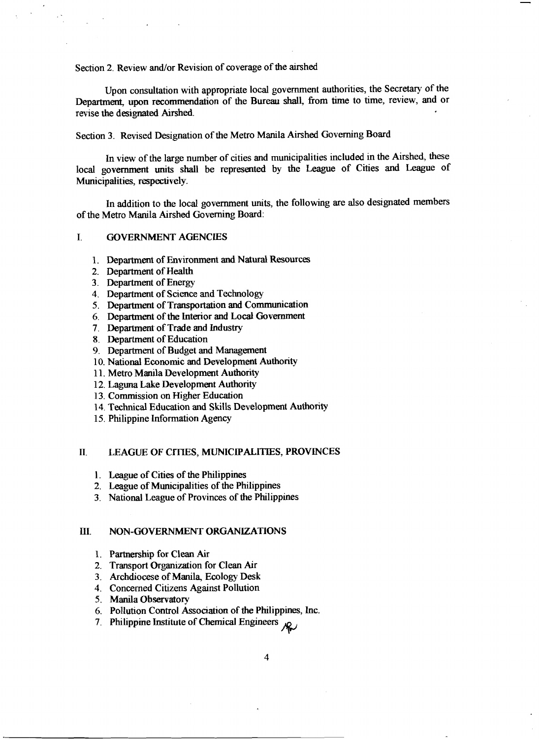Section 2. Review and/or Revision of coverage of the airshed

Upon consultation with appropriate local government authorities, the Secretary of the Department, upon recommendation of the Bureau shall, from time to time, review, and or revise the designated Airshed.

Section 3. Revised Designation of the Metro Manila Airshed Governing Board

In view of the large number of cities and municipalities included in the Airshed, these local government units shall be represented by the League of Cities and League of Municipalities, respectively.

In addition to the local government units, the following are also designated members of the Metro Manila Airshed Governing Board:

I. GOVERNMENT AGENCIES

1. Department of Environment and Natural Resources
2. Department of Health
3. Department of Energy
4. Department of Science and Technology
5. Department of Transportation and Communication
6. Department of the Interior and Local Government
7. Department of Trade and Industry
8. Department of Education
9. Department of Budget and Management
10. National Economic and Development Authority
11. Metro Manila Development Authority
12. Laguna Lake Development Authority
13. Commission on Higher Education
14. Technical Education and Skills Development Authority
15. Philippine Information Agency

II. LEAGUE OF CITIES, MUNICIPALITIES, PROVINCES

1. League of Cities of the Philippines
2. League of Municipalities of the Philippines
3. National League of Provinces of the Philippines

III. NON-GOVERNMENT ORGANIZATIONS

1. Partnership for Clean Air
2. Transport Organization for Clean Air
3. Archdiocese of Manila, Ecology Desk
4. Concerned Citizens Against Pollution
5. Manila Observatory
6. Pollution Control Association of the Philippines, Inc.
7. Philippine Institute of Chemical Engineers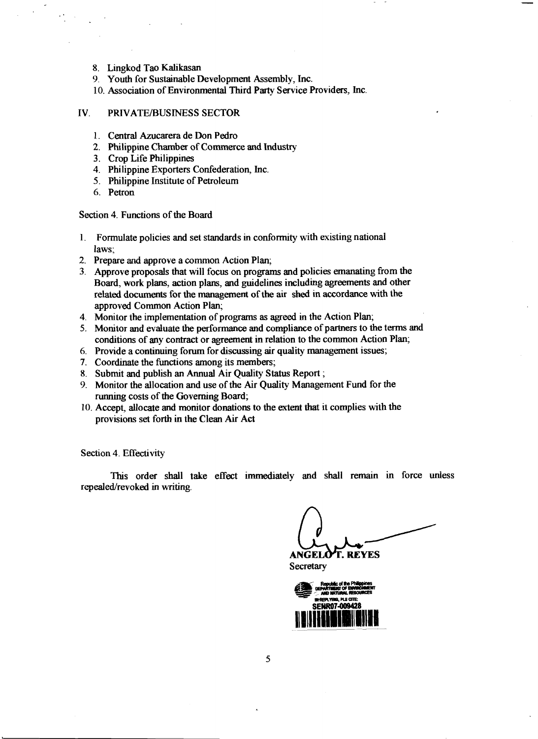8. Lingkod Tao Kalikasan
9. Youth for Sustainable Development Assembly, Inc.
10. Association of Environmental Third Party Service Providers, Inc.

## IV. PRIVATE/BUSINESS SECTOR

1. Central Azucarera de Don Pedro
2. Philippine Chamber of Commerce and Industry
3. Crop Life Philippines
4. Philippine Exporters Confederation, Inc.
5. Philippine Institute of Petroleum
6. Petron

Section 4. Functions of the Board

1. Formulate policies and set standards in conformity with existing national laws;
2. Prepare and approve a common Action Plan;
3. Approve proposals that will focus on programs and policies emanating from the Board, work plans, action plans, and guidelines including agreements and other related documents for the management of the air shed in accordance with the approved Common Action Plan;
4. Monitor the implementation of programs as agreed in the Action Plan;
5. Monitor and evaluate the performance and compliance of partners to the terms and conditions of any contract or agreement in relation to the common Action Plan;
6. Provide a continuing forum for discussing air quality management issues;
7. Coordinate the functions among its members;
8. Submit and publish an Annual Air Quality Status Report ;
9. Monitor the allocation and use of the Air Quality Management Fund for the running costs of the Governing Board;
10. Accept, allocate and monitor donations to the extent that it complies with the provisions set forth in the Clean Air Act

Section 4. Effectivity

This order shall take effect immediately and shall remain in force unless repealed/revoked in writing.

**ANGELO T. REYES**
Secretary

Republic of the Philippines
DEPARTMENT OF ENVIRONMENT AND NATURAL RESOURCES
IN REPLYING, PLS CITE:
SENR07-009428